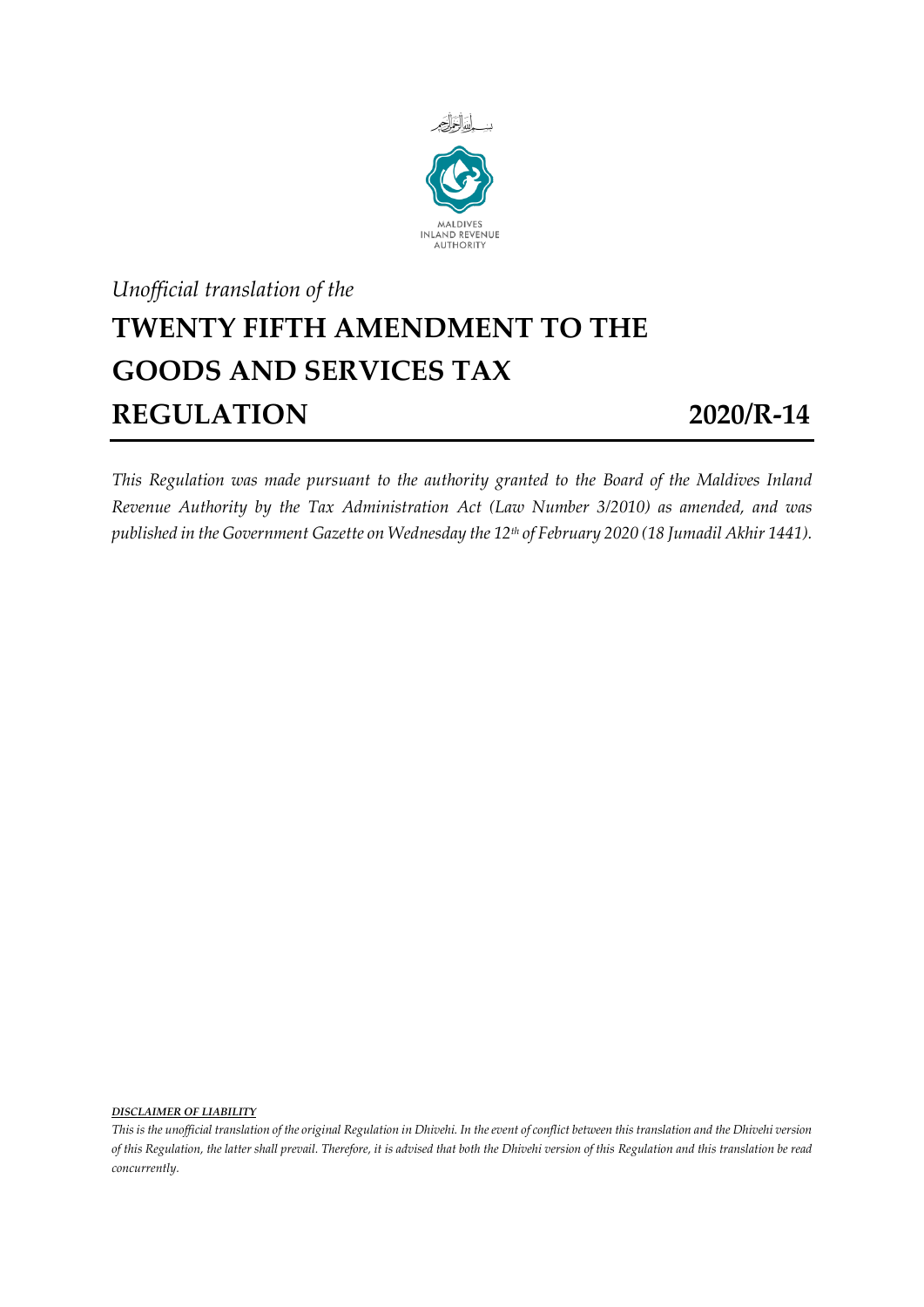MALDIVES
INLAND REVENUE
AUTHORITY

*Unofficial translation of the*

# TWENTY FIFTH AMENDMENT TO THE GOODS AND SERVICES TAX REGULATION **2020/R-14**

*This Regulation was made pursuant to the authority granted to the Board of the Maldives Inland Revenue Authority by the Tax Administration Act (Law Number 3/2010) as amended, and was published in the Government Gazette on Wednesday the 12th of February 2020 (18 Jumadil Akhir 1441).*

***DISCLAIMER OF LIABILITY***

*This is the unofficial translation of the original Regulation in Dhivehi. In the event of conflict between this translation and the Dhivehi version of this Regulation, the latter shall prevail. Therefore, it is advised that both the Dhivehi version of this Regulation and this translation be read concurrently.*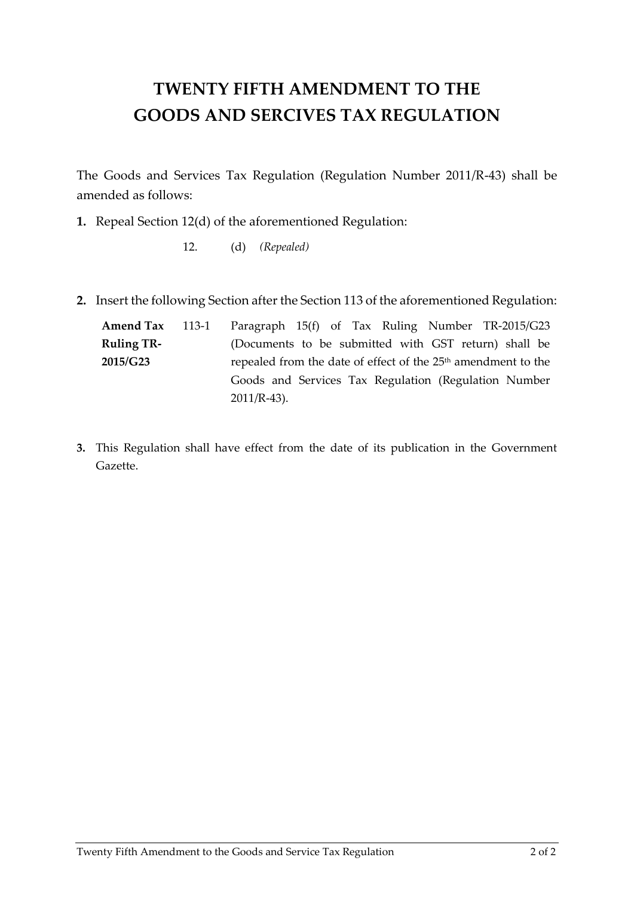# TWENTY FIFTH AMENDMENT TO THE GOODS AND SERCIVES TAX REGULATION

The Goods and Services Tax Regulation (Regulation Number 2011/R-43) shall be amended as follows:

**1.** Repeal Section 12(d) of the aforementioned Regulation:

12. (d) *(Repealed)*

**2.** Insert the following Section after the Section 113 of the aforementioned Regulation:

| | | |
|---|---|---|
| **Amend Tax Ruling TR-2015/G23** | 113-1 | Paragraph 15(f) of Tax Ruling Number TR-2015/G23 (Documents to be submitted with GST return) shall be repealed from the date of effect of the 25th amendment to the Goods and Services Tax Regulation (Regulation Number 2011/R-43). |

**3.** This Regulation shall have effect from the date of its publication in the Government Gazette.